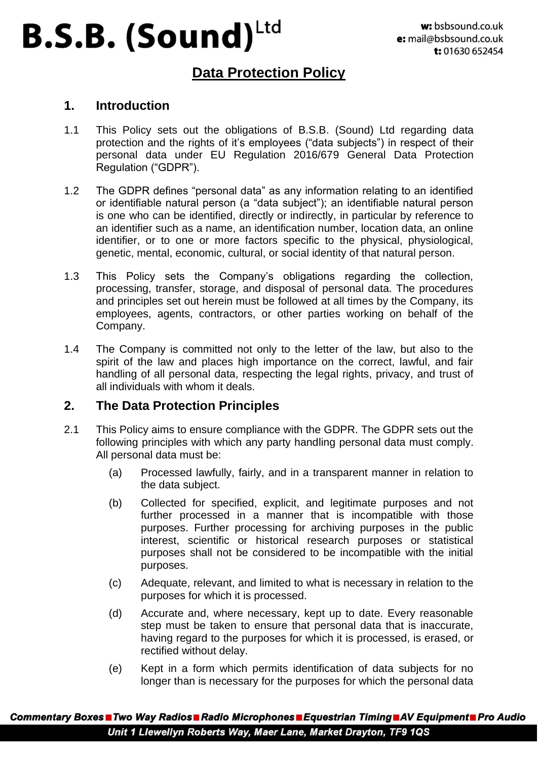# B.S.B. (Sound) Ltd

w: bsbsound.co.uk
e: mail@bsbsound.co.uk
t: 01630 652454

## Data Protection Policy

### 1. Introduction

1.1 This Policy sets out the obligations of B.S.B. (Sound) Ltd regarding data protection and the rights of it's employees ("data subjects") in respect of their personal data under EU Regulation 2016/679 General Data Protection Regulation ("GDPR").

1.2 The GDPR defines "personal data" as any information relating to an identified or identifiable natural person (a "data subject"); an identifiable natural person is one who can be identified, directly or indirectly, in particular by reference to an identifier such as a name, an identification number, location data, an online identifier, or to one or more factors specific to the physical, physiological, genetic, mental, economic, cultural, or social identity of that natural person.

1.3 This Policy sets the Company's obligations regarding the collection, processing, transfer, storage, and disposal of personal data. The procedures and principles set out herein must be followed at all times by the Company, its employees, agents, contractors, or other parties working on behalf of the Company.

1.4 The Company is committed not only to the letter of the law, but also to the spirit of the law and places high importance on the correct, lawful, and fair handling of all personal data, respecting the legal rights, privacy, and trust of all individuals with whom it deals.

### 2. The Data Protection Principles

2.1 This Policy aims to ensure compliance with the GDPR. The GDPR sets out the following principles with which any party handling personal data must comply. All personal data must be:

(a) Processed lawfully, fairly, and in a transparent manner in relation to the data subject.

(b) Collected for specified, explicit, and legitimate purposes and not further processed in a manner that is incompatible with those purposes. Further processing for archiving purposes in the public interest, scientific or historical research purposes or statistical purposes shall not be considered to be incompatible with the initial purposes.

(c) Adequate, relevant, and limited to what is necessary in relation to the purposes for which it is processed.

(d) Accurate and, where necessary, kept up to date. Every reasonable step must be taken to ensure that personal data that is inaccurate, having regard to the purposes for which it is processed, is erased, or rectified without delay.

(e) Kept in a form which permits identification of data subjects for no longer than is necessary for the purposes for which the personal data

**Commentary Boxes ■ Two Way Radios ■ Radio Microphones ■ Equestrian Timing ■ AV Equipment ■ Pro Audio**
**Unit 1 Llewellyn Roberts Way, Maer Lane, Market Drayton, TF9 1QS**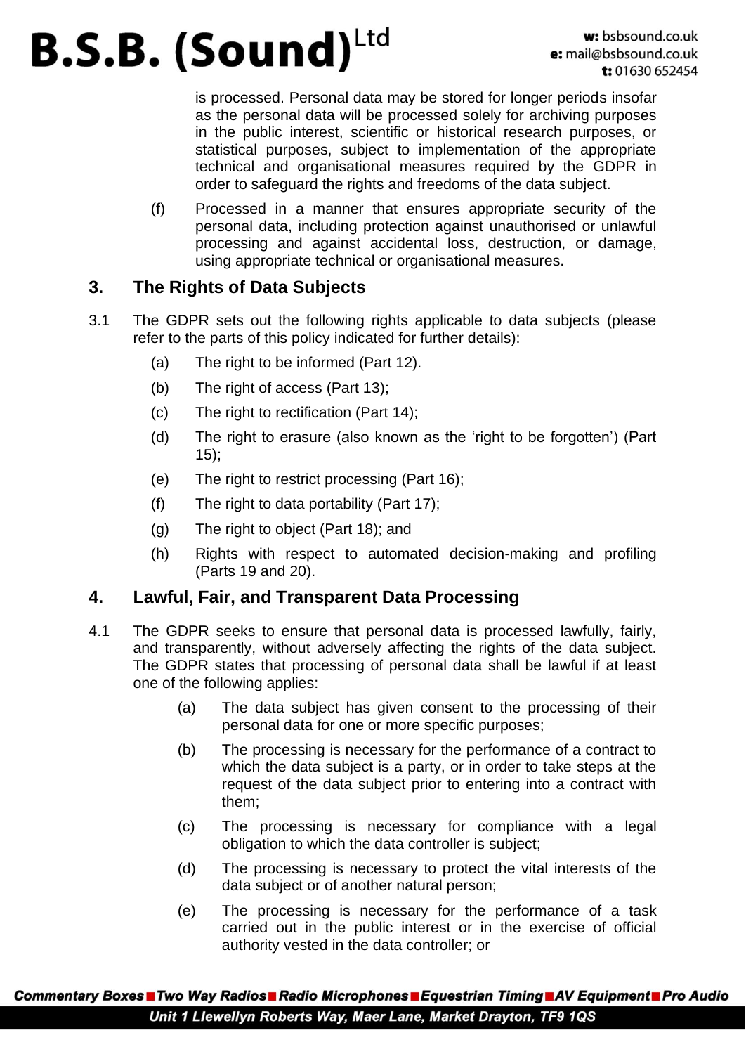is processed. Personal data may be stored for longer periods insofar as the personal data will be processed solely for archiving purposes in the public interest, scientific or historical research purposes, or statistical purposes, subject to implementation of the appropriate technical and organisational measures required by the GDPR in order to safeguard the rights and freedoms of the data subject.

(f) Processed in a manner that ensures appropriate security of the personal data, including protection against unauthorised or unlawful processing and against accidental loss, destruction, or damage, using appropriate technical or organisational measures.

## 3. The Rights of Data Subjects

3.1 The GDPR sets out the following rights applicable to data subjects (please refer to the parts of this policy indicated for further details):

(a) The right to be informed (Part 12).

(b) The right of access (Part 13);

(c) The right to rectification (Part 14);

(d) The right to erasure (also known as the 'right to be forgotten') (Part 15);

(e) The right to restrict processing (Part 16);

(f) The right to data portability (Part 17);

(g) The right to object (Part 18); and

(h) Rights with respect to automated decision-making and profiling (Parts 19 and 20).

## 4. Lawful, Fair, and Transparent Data Processing

4.1 The GDPR seeks to ensure that personal data is processed lawfully, fairly, and transparently, without adversely affecting the rights of the data subject. The GDPR states that processing of personal data shall be lawful if at least one of the following applies:

(a) The data subject has given consent to the processing of their personal data for one or more specific purposes;

(b) The processing is necessary for the performance of a contract to which the data subject is a party, or in order to take steps at the request of the data subject prior to entering into a contract with them;

(c) The processing is necessary for compliance with a legal obligation to which the data controller is subject;

(d) The processing is necessary to protect the vital interests of the data subject or of another natural person;

(e) The processing is necessary for the performance of a task carried out in the public interest or in the exercise of official authority vested in the data controller; or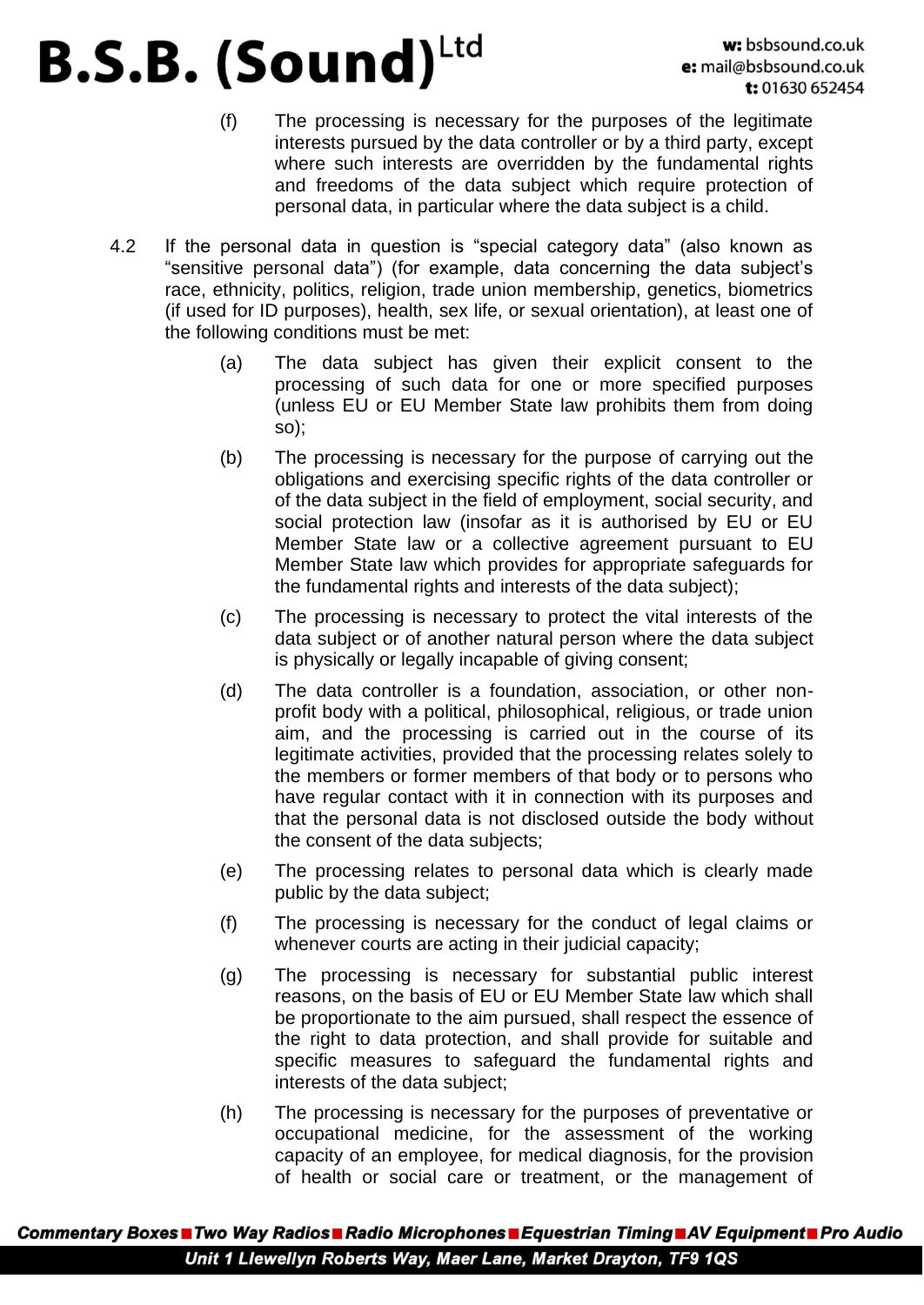(f) The processing is necessary for the purposes of the legitimate interests pursued by the data controller or by a third party, except where such interests are overridden by the fundamental rights and freedoms of the data subject which require protection of personal data, in particular where the data subject is a child.

4.2 If the personal data in question is "special category data" (also known as "sensitive personal data") (for example, data concerning the data subject's race, ethnicity, politics, religion, trade union membership, genetics, biometrics (if used for ID purposes), health, sex life, or sexual orientation), at least one of the following conditions must be met:

(a) The data subject has given their explicit consent to the processing of such data for one or more specified purposes (unless EU or EU Member State law prohibits them from doing so);

(b) The processing is necessary for the purpose of carrying out the obligations and exercising specific rights of the data controller or of the data subject in the field of employment, social security, and social protection law (insofar as it is authorised by EU or EU Member State law or a collective agreement pursuant to EU Member State law which provides for appropriate safeguards for the fundamental rights and interests of the data subject);

(c) The processing is necessary to protect the vital interests of the data subject or of another natural person where the data subject is physically or legally incapable of giving consent;

(d) The data controller is a foundation, association, or other non-profit body with a political, philosophical, religious, or trade union aim, and the processing is carried out in the course of its legitimate activities, provided that the processing relates solely to the members or former members of that body or to persons who have regular contact with it in connection with its purposes and that the personal data is not disclosed outside the body without the consent of the data subjects;

(e) The processing relates to personal data which is clearly made public by the data subject;

(f) The processing is necessary for the conduct of legal claims or whenever courts are acting in their judicial capacity;

(g) The processing is necessary for substantial public interest reasons, on the basis of EU or EU Member State law which shall be proportionate to the aim pursued, shall respect the essence of the right to data protection, and shall provide for suitable and specific measures to safeguard the fundamental rights and interests of the data subject;

(h) The processing is necessary for the purposes of preventative or occupational medicine, for the assessment of the working capacity of an employee, for medical diagnosis, for the provision of health or social care or treatment, or the management of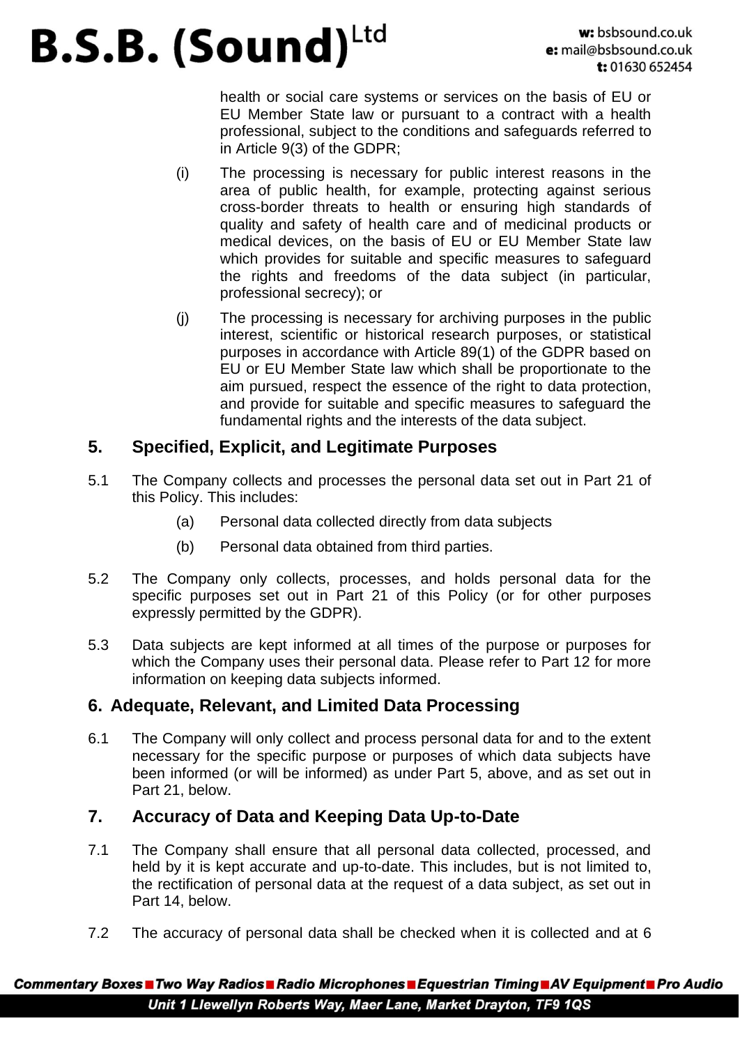health or social care systems or services on the basis of EU or EU Member State law or pursuant to a contract with a health professional, subject to the conditions and safeguards referred to in Article 9(3) of the GDPR;

(i) The processing is necessary for public interest reasons in the area of public health, for example, protecting against serious cross-border threats to health or ensuring high standards of quality and safety of health care and of medicinal products or medical devices, on the basis of EU or EU Member State law which provides for suitable and specific measures to safeguard the rights and freedoms of the data subject (in particular, professional secrecy); or

(j) The processing is necessary for archiving purposes in the public interest, scientific or historical research purposes, or statistical purposes in accordance with Article 89(1) of the GDPR based on EU or EU Member State law which shall be proportionate to the aim pursued, respect the essence of the right to data protection, and provide for suitable and specific measures to safeguard the fundamental rights and the interests of the data subject.

## 5. Specified, Explicit, and Legitimate Purposes

5.1 The Company collects and processes the personal data set out in Part 21 of this Policy. This includes:

(a) Personal data collected directly from data subjects

(b) Personal data obtained from third parties.

5.2 The Company only collects, processes, and holds personal data for the specific purposes set out in Part 21 of this Policy (or for other purposes expressly permitted by the GDPR).

5.3 Data subjects are kept informed at all times of the purpose or purposes for which the Company uses their personal data. Please refer to Part 12 for more information on keeping data subjects informed.

## 6. Adequate, Relevant, and Limited Data Processing

6.1 The Company will only collect and process personal data for and to the extent necessary for the specific purpose or purposes of which data subjects have been informed (or will be informed) as under Part 5, above, and as set out in Part 21, below.

## 7. Accuracy of Data and Keeping Data Up-to-Date

7.1 The Company shall ensure that all personal data collected, processed, and held by it is kept accurate and up-to-date. This includes, but is not limited to, the rectification of personal data at the request of a data subject, as set out in Part 14, below.

7.2 The accuracy of personal data shall be checked when it is collected and at 6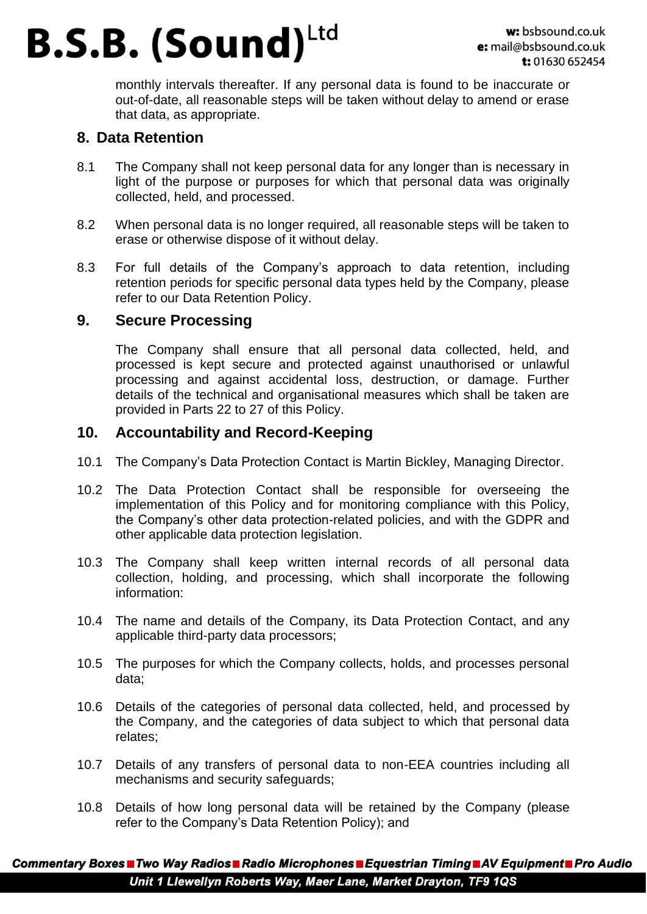monthly intervals thereafter. If any personal data is found to be inaccurate or out-of-date, all reasonable steps will be taken without delay to amend or erase that data, as appropriate.

## 8. Data Retention

8.1 The Company shall not keep personal data for any longer than is necessary in light of the purpose or purposes for which that personal data was originally collected, held, and processed.

8.2 When personal data is no longer required, all reasonable steps will be taken to erase or otherwise dispose of it without delay.

8.3 For full details of the Company's approach to data retention, including retention periods for specific personal data types held by the Company, please refer to our Data Retention Policy.

## 9. Secure Processing

The Company shall ensure that all personal data collected, held, and processed is kept secure and protected against unauthorised or unlawful processing and against accidental loss, destruction, or damage. Further details of the technical and organisational measures which shall be taken are provided in Parts 22 to 27 of this Policy.

## 10. Accountability and Record-Keeping

10.1 The Company's Data Protection Contact is Martin Bickley, Managing Director.

10.2 The Data Protection Contact shall be responsible for overseeing the implementation of this Policy and for monitoring compliance with this Policy, the Company's other data protection-related policies, and with the GDPR and other applicable data protection legislation.

10.3 The Company shall keep written internal records of all personal data collection, holding, and processing, which shall incorporate the following information:

10.4 The name and details of the Company, its Data Protection Contact, and any applicable third-party data processors;

10.5 The purposes for which the Company collects, holds, and processes personal data;

10.6 Details of the categories of personal data collected, held, and processed by the Company, and the categories of data subject to which that personal data relates;

10.7 Details of any transfers of personal data to non-EEA countries including all mechanisms and security safeguards;

10.8 Details of how long personal data will be retained by the Company (please refer to the Company's Data Retention Policy); and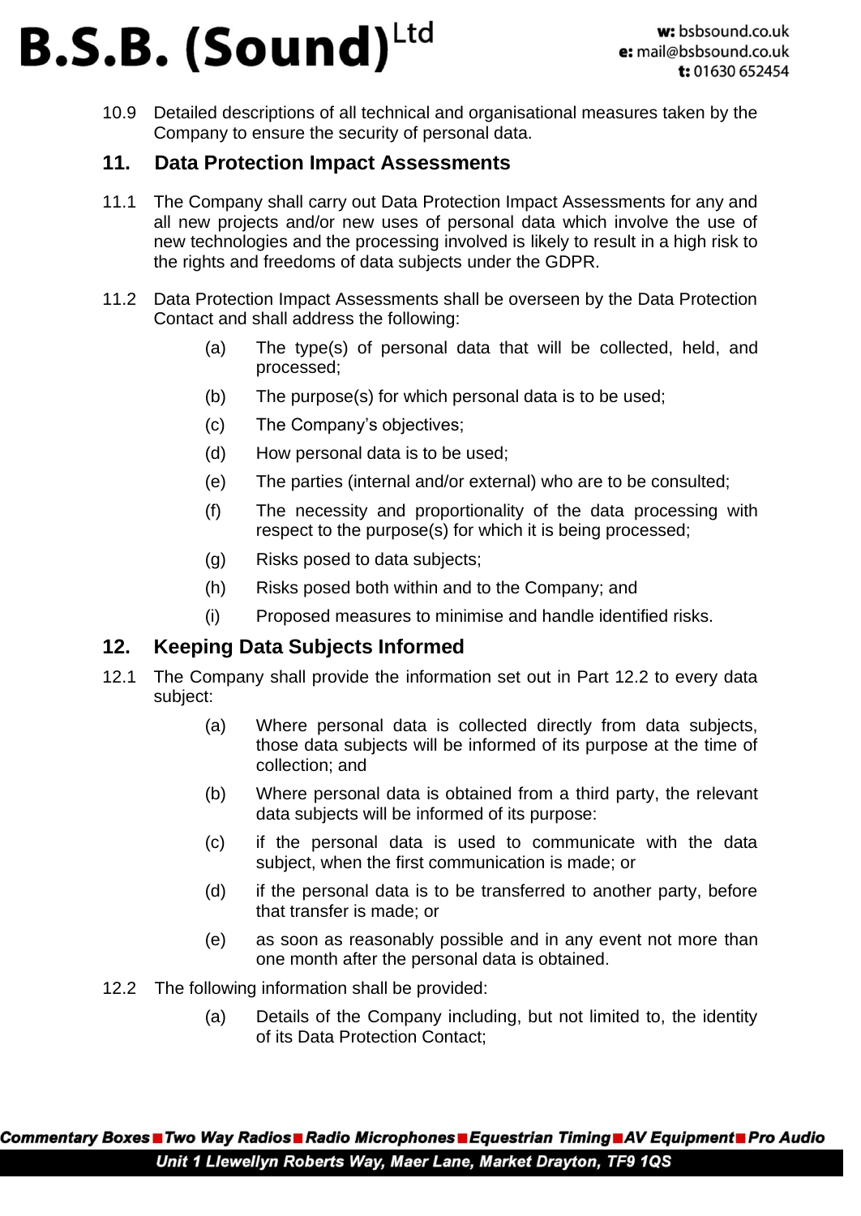10.9 Detailed descriptions of all technical and organisational measures taken by the Company to ensure the security of personal data.

## 11. Data Protection Impact Assessments

11.1 The Company shall carry out Data Protection Impact Assessments for any and all new projects and/or new uses of personal data which involve the use of new technologies and the processing involved is likely to result in a high risk to the rights and freedoms of data subjects under the GDPR.

11.2 Data Protection Impact Assessments shall be overseen by the Data Protection Contact and shall address the following:

- (a) The type(s) of personal data that will be collected, held, and processed;
- (b) The purpose(s) for which personal data is to be used;
- (c) The Company's objectives;
- (d) How personal data is to be used;
- (e) The parties (internal and/or external) who are to be consulted;
- (f) The necessity and proportionality of the data processing with respect to the purpose(s) for which it is being processed;
- (g) Risks posed to data subjects;
- (h) Risks posed both within and to the Company; and
- (i) Proposed measures to minimise and handle identified risks.

## 12. Keeping Data Subjects Informed

12.1 The Company shall provide the information set out in Part 12.2 to every data subject:

- (a) Where personal data is collected directly from data subjects, those data subjects will be informed of its purpose at the time of collection; and
- (b) Where personal data is obtained from a third party, the relevant data subjects will be informed of its purpose:
- (c) if the personal data is used to communicate with the data subject, when the first communication is made; or
- (d) if the personal data is to be transferred to another party, before that transfer is made; or
- (e) as soon as reasonably possible and in any event not more than one month after the personal data is obtained.

12.2 The following information shall be provided:

- (a) Details of the Company including, but not limited to, the identity of its Data Protection Contact;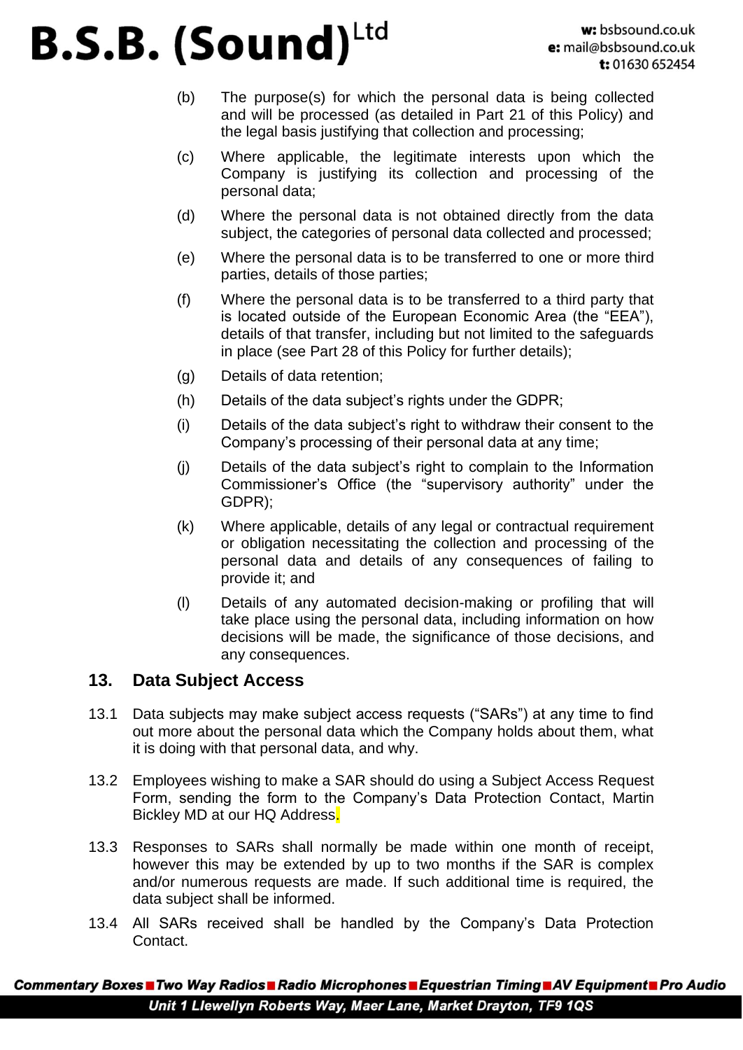(b) The purpose(s) for which the personal data is being collected and will be processed (as detailed in Part 21 of this Policy) and the legal basis justifying that collection and processing;

(c) Where applicable, the legitimate interests upon which the Company is justifying its collection and processing of the personal data;

(d) Where the personal data is not obtained directly from the data subject, the categories of personal data collected and processed;

(e) Where the personal data is to be transferred to one or more third parties, details of those parties;

(f) Where the personal data is to be transferred to a third party that is located outside of the European Economic Area (the "EEA"), details of that transfer, including but not limited to the safeguards in place (see Part 28 of this Policy for further details);

(g) Details of data retention;

(h) Details of the data subject's rights under the GDPR;

(i) Details of the data subject's right to withdraw their consent to the Company's processing of their personal data at any time;

(j) Details of the data subject's right to complain to the Information Commissioner's Office (the "supervisory authority" under the GDPR);

(k) Where applicable, details of any legal or contractual requirement or obligation necessitating the collection and processing of the personal data and details of any consequences of failing to provide it; and

(l) Details of any automated decision-making or profiling that will take place using the personal data, including information on how decisions will be made, the significance of those decisions, and any consequences.

## 13. Data Subject Access

13.1 Data subjects may make subject access requests ("SARs") at any time to find out more about the personal data which the Company holds about them, what it is doing with that personal data, and why.

13.2 Employees wishing to make a SAR should do using a Subject Access Request Form, sending the form to the Company's Data Protection Contact, Martin Bickley MD at our HQ Address.

13.3 Responses to SARs shall normally be made within one month of receipt, however this may be extended by up to two months if the SAR is complex and/or numerous requests are made. If such additional time is required, the data subject shall be informed.

13.4 All SARs received shall be handled by the Company's Data Protection Contact.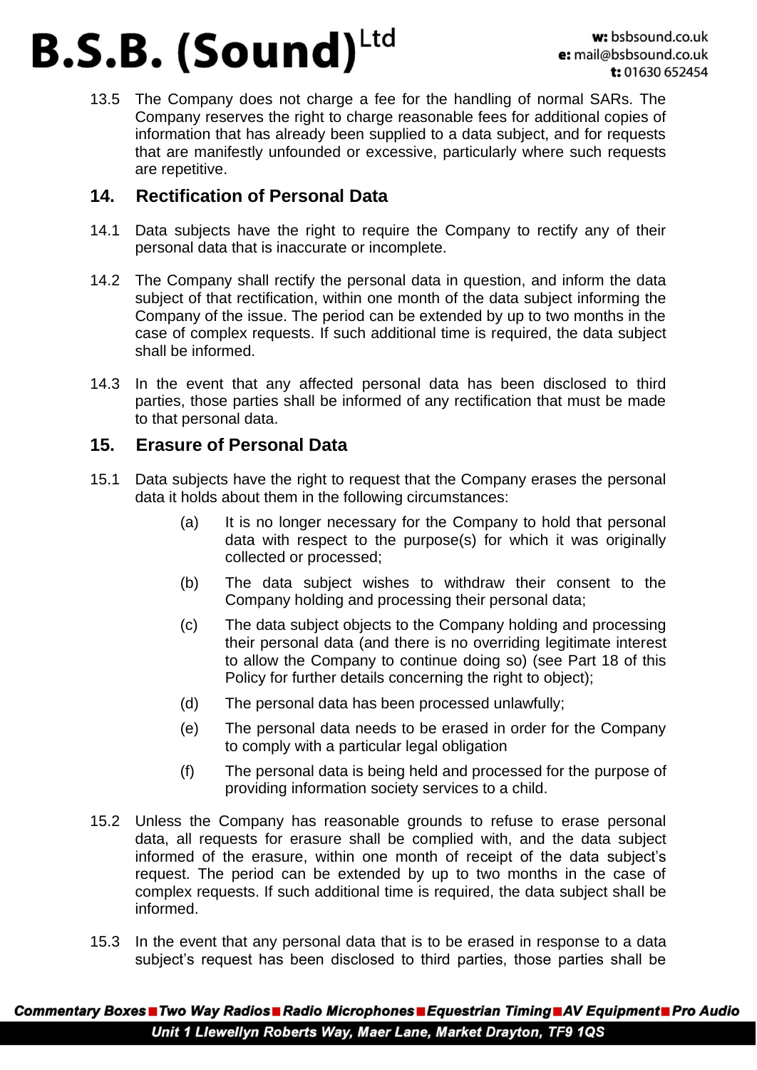13.5 The Company does not charge a fee for the handling of normal SARs. The Company reserves the right to charge reasonable fees for additional copies of information that has already been supplied to a data subject, and for requests that are manifestly unfounded or excessive, particularly where such requests are repetitive.

## 14. Rectification of Personal Data

14.1 Data subjects have the right to require the Company to rectify any of their personal data that is inaccurate or incomplete.

14.2 The Company shall rectify the personal data in question, and inform the data subject of that rectification, within one month of the data subject informing the Company of the issue. The period can be extended by up to two months in the case of complex requests. If such additional time is required, the data subject shall be informed.

14.3 In the event that any affected personal data has been disclosed to third parties, those parties shall be informed of any rectification that must be made to that personal data.

## 15. Erasure of Personal Data

15.1 Data subjects have the right to request that the Company erases the personal data it holds about them in the following circumstances:

(a) It is no longer necessary for the Company to hold that personal data with respect to the purpose(s) for which it was originally collected or processed;

(b) The data subject wishes to withdraw their consent to the Company holding and processing their personal data;

(c) The data subject objects to the Company holding and processing their personal data (and there is no overriding legitimate interest to allow the Company to continue doing so) (see Part 18 of this Policy for further details concerning the right to object);

(d) The personal data has been processed unlawfully;

(e) The personal data needs to be erased in order for the Company to comply with a particular legal obligation

(f) The personal data is being held and processed for the purpose of providing information society services to a child.

15.2 Unless the Company has reasonable grounds to refuse to erase personal data, all requests for erasure shall be complied with, and the data subject informed of the erasure, within one month of receipt of the data subject's request. The period can be extended by up to two months in the case of complex requests. If such additional time is required, the data subject shall be informed.

15.3 In the event that any personal data that is to be erased in response to a data subject's request has been disclosed to third parties, those parties shall be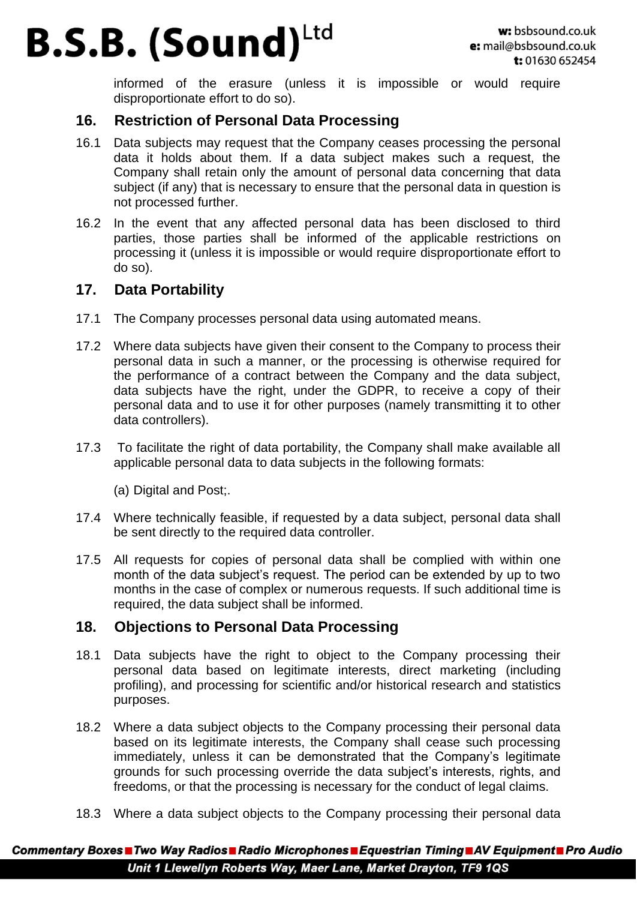informed of the erasure (unless it is impossible or would require disproportionate effort to do so).

## 16. Restriction of Personal Data Processing

16.1 Data subjects may request that the Company ceases processing the personal data it holds about them. If a data subject makes such a request, the Company shall retain only the amount of personal data concerning that data subject (if any) that is necessary to ensure that the personal data in question is not processed further.

16.2 In the event that any affected personal data has been disclosed to third parties, those parties shall be informed of the applicable restrictions on processing it (unless it is impossible or would require disproportionate effort to do so).

## 17. Data Portability

17.1 The Company processes personal data using automated means.

17.2 Where data subjects have given their consent to the Company to process their personal data in such a manner, or the processing is otherwise required for the performance of a contract between the Company and the data subject, data subjects have the right, under the GDPR, to receive a copy of their personal data and to use it for other purposes (namely transmitting it to other data controllers).

17.3 To facilitate the right of data portability, the Company shall make available all applicable personal data to data subjects in the following formats:

(a) Digital and Post;.

17.4 Where technically feasible, if requested by a data subject, personal data shall be sent directly to the required data controller.

17.5 All requests for copies of personal data shall be complied with within one month of the data subject's request. The period can be extended by up to two months in the case of complex or numerous requests. If such additional time is required, the data subject shall be informed.

## 18. Objections to Personal Data Processing

18.1 Data subjects have the right to object to the Company processing their personal data based on legitimate interests, direct marketing (including profiling), and processing for scientific and/or historical research and statistics purposes.

18.2 Where a data subject objects to the Company processing their personal data based on its legitimate interests, the Company shall cease such processing immediately, unless it can be demonstrated that the Company's legitimate grounds for such processing override the data subject's interests, rights, and freedoms, or that the processing is necessary for the conduct of legal claims.

18.3 Where a data subject objects to the Company processing their personal data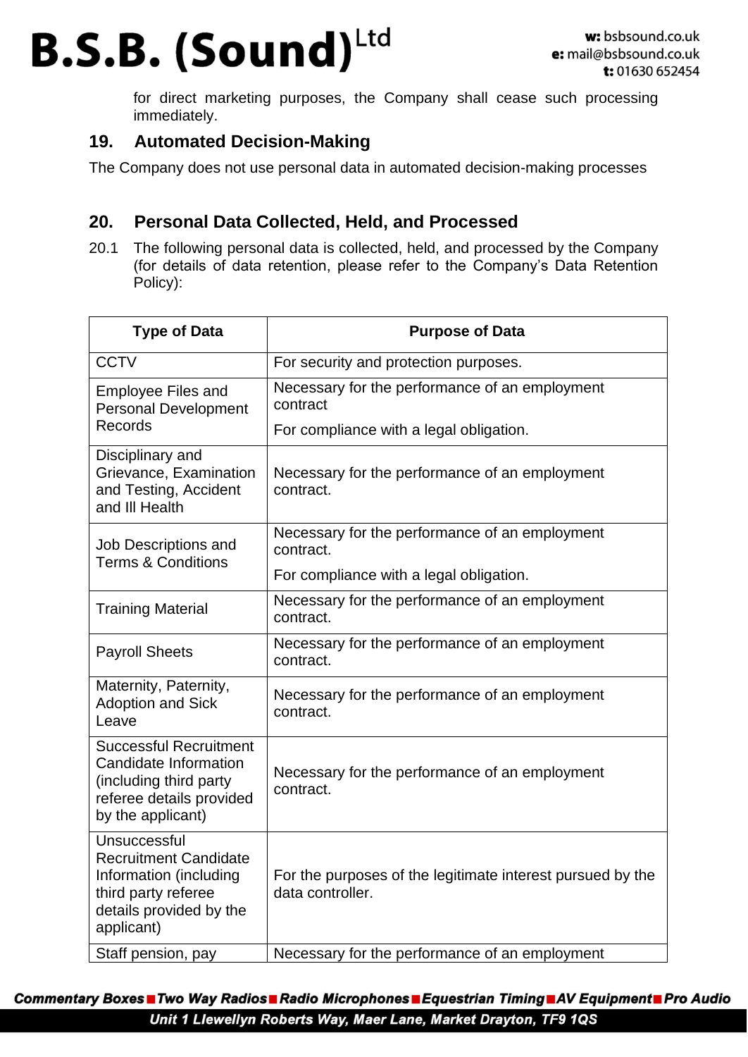for direct marketing purposes, the Company shall cease such processing immediately.

## 19. Automated Decision-Making

The Company does not use personal data in automated decision-making processes

## 20. Personal Data Collected, Held, and Processed

20.1 The following personal data is collected, held, and processed by the Company (for details of data retention, please refer to the Company's Data Retention Policy):

| Type of Data | Purpose of Data |
|---|---|
| CCTV | For security and protection purposes. |
| Employee Files and Personal Development Records | Necessary for the performance of an employment contract<br>For compliance with a legal obligation. |
| Disciplinary and Grievance, Examination and Testing, Accident and Ill Health | Necessary for the performance of an employment contract. |
| Job Descriptions and Terms & Conditions | Necessary for the performance of an employment contract.<br>For compliance with a legal obligation. |
| Training Material | Necessary for the performance of an employment contract. |
| Payroll Sheets | Necessary for the performance of an employment contract. |
| Maternity, Paternity, Adoption and Sick Leave | Necessary for the performance of an employment contract. |
| Successful Recruitment Candidate Information (including third party referee details provided by the applicant) | Necessary for the performance of an employment contract. |
| Unsuccessful Recruitment Candidate Information (including third party referee details provided by the applicant) | For the purposes of the legitimate interest pursued by the data controller. |
| Staff pension, pay | Necessary for the performance of an employment |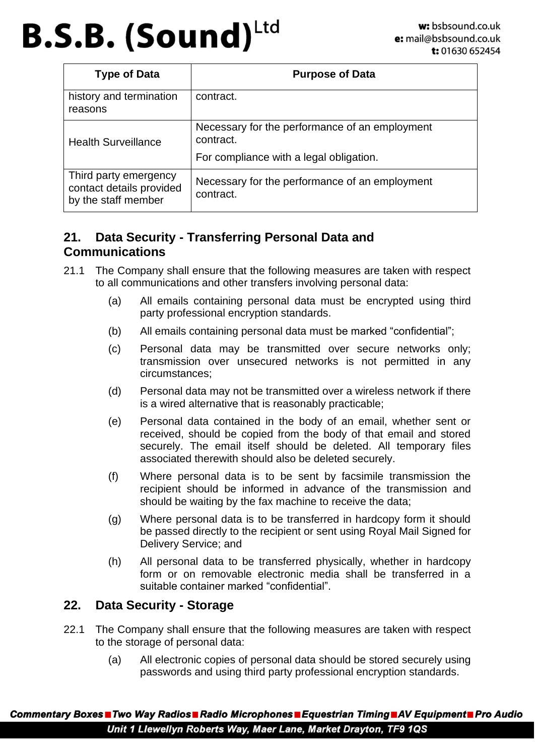| Type of Data | Purpose of Data |
| --- | --- |
| history and termination reasons | contract. |
| Health Surveillance | Necessary for the performance of an employment contract.<br>For compliance with a legal obligation. |
| Third party emergency contact details provided by the staff member | Necessary for the performance of an employment contract. |

## 21. Data Security - Transferring Personal Data and Communications

21.1 The Company shall ensure that the following measures are taken with respect to all communications and other transfers involving personal data:

(a) All emails containing personal data must be encrypted using third party professional encryption standards.

(b) All emails containing personal data must be marked "confidential";

(c) Personal data may be transmitted over secure networks only; transmission over unsecured networks is not permitted in any circumstances;

(d) Personal data may not be transmitted over a wireless network if there is a wired alternative that is reasonably practicable;

(e) Personal data contained in the body of an email, whether sent or received, should be copied from the body of that email and stored securely. The email itself should be deleted. All temporary files associated therewith should also be deleted securely.

(f) Where personal data is to be sent by facsimile transmission the recipient should be informed in advance of the transmission and should be waiting by the fax machine to receive the data;

(g) Where personal data is to be transferred in hardcopy form it should be passed directly to the recipient or sent using Royal Mail Signed for Delivery Service; and

(h) All personal data to be transferred physically, whether in hardcopy form or on removable electronic media shall be transferred in a suitable container marked "confidential".

## 22. Data Security - Storage

22.1 The Company shall ensure that the following measures are taken with respect to the storage of personal data:

(a) All electronic copies of personal data should be stored securely using passwords and using third party professional encryption standards.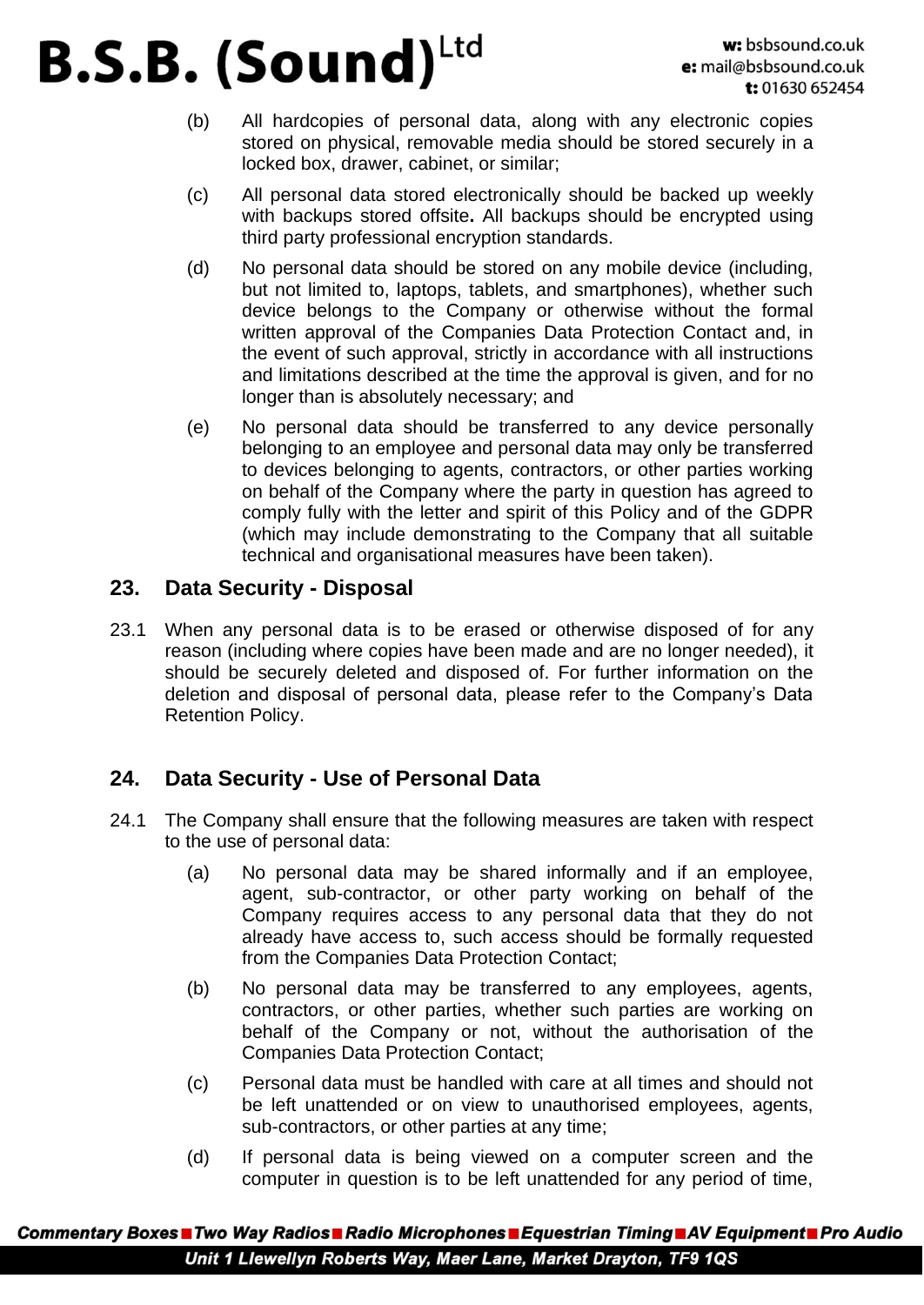(b) All hardcopies of personal data, along with any electronic copies stored on physical, removable media should be stored securely in a locked box, drawer, cabinet, or similar;

(c) All personal data stored electronically should be backed up weekly with backups stored offsite**.** All backups should be encrypted using third party professional encryption standards.

(d) No personal data should be stored on any mobile device (including, but not limited to, laptops, tablets, and smartphones), whether such device belongs to the Company or otherwise without the formal written approval of the Companies Data Protection Contact and, in the event of such approval, strictly in accordance with all instructions and limitations described at the time the approval is given, and for no longer than is absolutely necessary; and

(e) No personal data should be transferred to any device personally belonging to an employee and personal data may only be transferred to devices belonging to agents, contractors, or other parties working on behalf of the Company where the party in question has agreed to comply fully with the letter and spirit of this Policy and of the GDPR (which may include demonstrating to the Company that all suitable technical and organisational measures have been taken).

## 23. Data Security - Disposal

23.1 When any personal data is to be erased or otherwise disposed of for any reason (including where copies have been made and are no longer needed), it should be securely deleted and disposed of. For further information on the deletion and disposal of personal data, please refer to the Company's Data Retention Policy.

## 24. Data Security - Use of Personal Data

24.1 The Company shall ensure that the following measures are taken with respect to the use of personal data:

(a) No personal data may be shared informally and if an employee, agent, sub-contractor, or other party working on behalf of the Company requires access to any personal data that they do not already have access to, such access should be formally requested from the Companies Data Protection Contact;

(b) No personal data may be transferred to any employees, agents, contractors, or other parties, whether such parties are working on behalf of the Company or not, without the authorisation of the Companies Data Protection Contact;

(c) Personal data must be handled with care at all times and should not be left unattended or on view to unauthorised employees, agents, sub-contractors, or other parties at any time;

(d) If personal data is being viewed on a computer screen and the computer in question is to be left unattended for any period of time,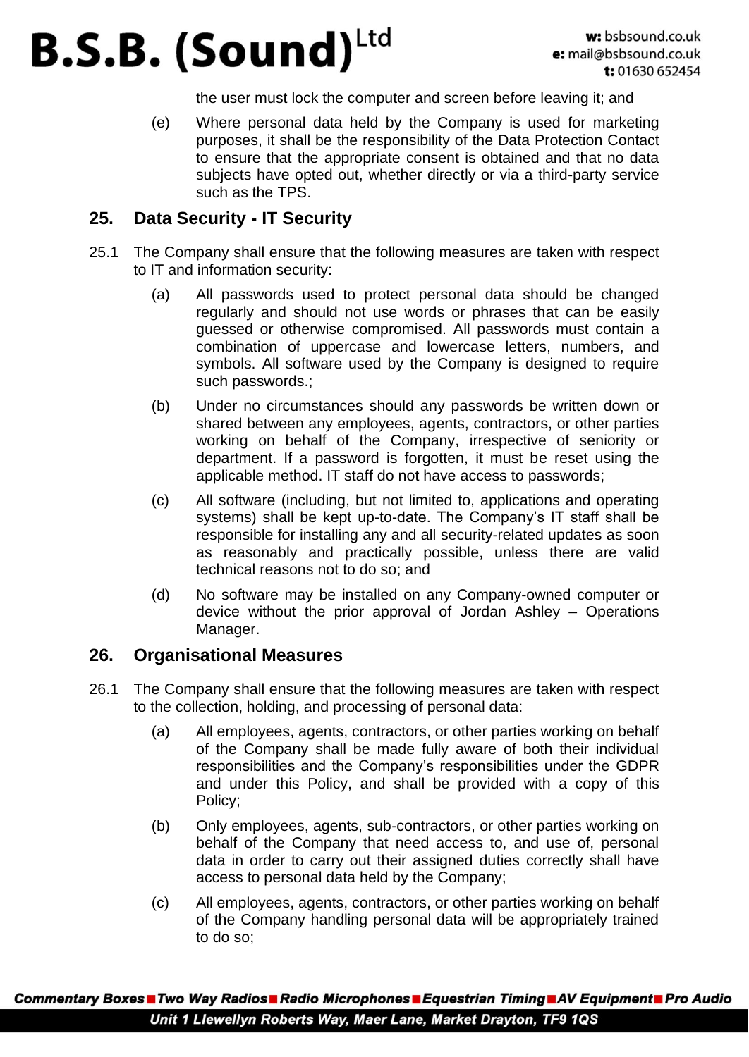the user must lock the computer and screen before leaving it; and

(e) Where personal data held by the Company is used for marketing purposes, it shall be the responsibility of the Data Protection Contact to ensure that the appropriate consent is obtained and that no data subjects have opted out, whether directly or via a third-party service such as the TPS.

## 25. Data Security - IT Security

25.1 The Company shall ensure that the following measures are taken with respect to IT and information security:

(a) All passwords used to protect personal data should be changed regularly and should not use words or phrases that can be easily guessed or otherwise compromised. All passwords must contain a combination of uppercase and lowercase letters, numbers, and symbols. All software used by the Company is designed to require such passwords.;

(b) Under no circumstances should any passwords be written down or shared between any employees, agents, contractors, or other parties working on behalf of the Company, irrespective of seniority or department. If a password is forgotten, it must be reset using the applicable method. IT staff do not have access to passwords;

(c) All software (including, but not limited to, applications and operating systems) shall be kept up-to-date. The Company's IT staff shall be responsible for installing any and all security-related updates as soon as reasonably and practically possible, unless there are valid technical reasons not to do so; and

(d) No software may be installed on any Company-owned computer or device without the prior approval of Jordan Ashley – Operations Manager.

## 26. Organisational Measures

26.1 The Company shall ensure that the following measures are taken with respect to the collection, holding, and processing of personal data:

(a) All employees, agents, contractors, or other parties working on behalf of the Company shall be made fully aware of both their individual responsibilities and the Company's responsibilities under the GDPR and under this Policy, and shall be provided with a copy of this Policy;

(b) Only employees, agents, sub-contractors, or other parties working on behalf of the Company that need access to, and use of, personal data in order to carry out their assigned duties correctly shall have access to personal data held by the Company;

(c) All employees, agents, contractors, or other parties working on behalf of the Company handling personal data will be appropriately trained to do so;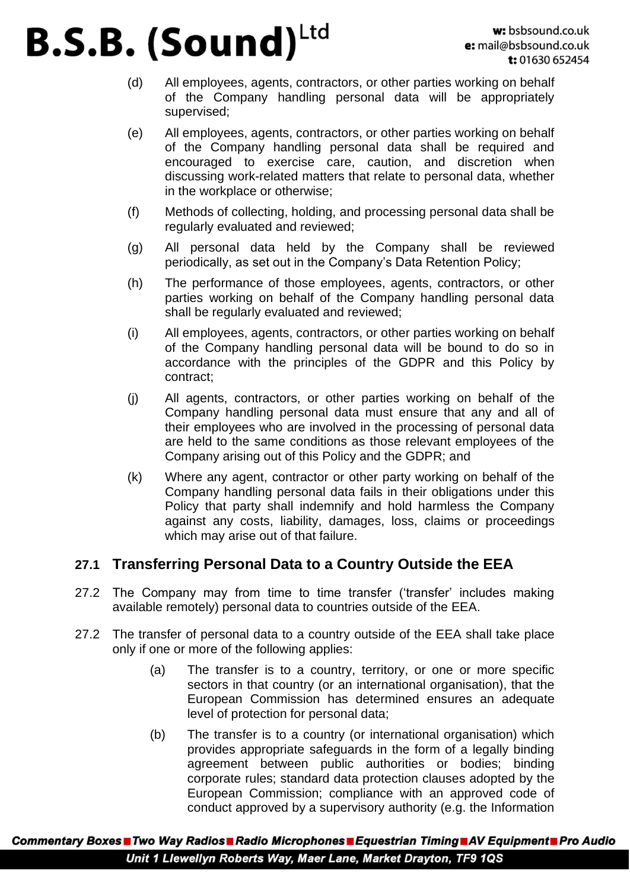(d) All employees, agents, contractors, or other parties working on behalf of the Company handling personal data will be appropriately supervised;

(e) All employees, agents, contractors, or other parties working on behalf of the Company handling personal data shall be required and encouraged to exercise care, caution, and discretion when discussing work-related matters that relate to personal data, whether in the workplace or otherwise;

(f) Methods of collecting, holding, and processing personal data shall be regularly evaluated and reviewed;

(g) All personal data held by the Company shall be reviewed periodically, as set out in the Company's Data Retention Policy;

(h) The performance of those employees, agents, contractors, or other parties working on behalf of the Company handling personal data shall be regularly evaluated and reviewed;

(i) All employees, agents, contractors, or other parties working on behalf of the Company handling personal data will be bound to do so in accordance with the principles of the GDPR and this Policy by contract;

(j) All agents, contractors, or other parties working on behalf of the Company handling personal data must ensure that any and all of their employees who are involved in the processing of personal data are held to the same conditions as those relevant employees of the Company arising out of this Policy and the GDPR; and

(k) Where any agent, contractor or other party working on behalf of the Company handling personal data fails in their obligations under this Policy that party shall indemnify and hold harmless the Company against any costs, liability, damages, loss, claims or proceedings which may arise out of that failure.

## 27.1 Transferring Personal Data to a Country Outside the EEA

27.2 The Company may from time to time transfer ('transfer' includes making available remotely) personal data to countries outside of the EEA.

27.2 The transfer of personal data to a country outside of the EEA shall take place only if one or more of the following applies:

(a) The transfer is to a country, territory, or one or more specific sectors in that country (or an international organisation), that the European Commission has determined ensures an adequate level of protection for personal data;

(b) The transfer is to a country (or international organisation) which provides appropriate safeguards in the form of a legally binding agreement between public authorities or bodies; binding corporate rules; standard data protection clauses adopted by the European Commission; compliance with an approved code of conduct approved by a supervisory authority (e.g. the Information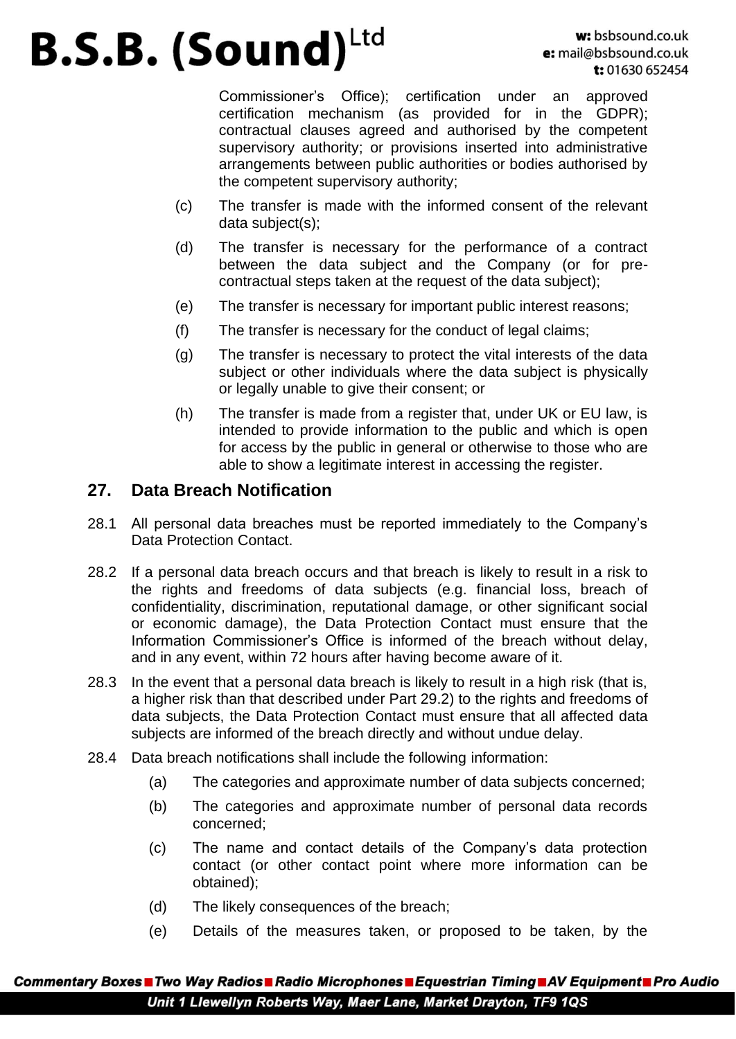Commissioner's Office); certification under an approved certification mechanism (as provided for in the GDPR); contractual clauses agreed and authorised by the competent supervisory authority; or provisions inserted into administrative arrangements between public authorities or bodies authorised by the competent supervisory authority;

(c) The transfer is made with the informed consent of the relevant data subject(s);

(d) The transfer is necessary for the performance of a contract between the data subject and the Company (or for pre-contractual steps taken at the request of the data subject);

(e) The transfer is necessary for important public interest reasons;

(f) The transfer is necessary for the conduct of legal claims;

(g) The transfer is necessary to protect the vital interests of the data subject or other individuals where the data subject is physically or legally unable to give their consent; or

(h) The transfer is made from a register that, under UK or EU law, is intended to provide information to the public and which is open for access by the public in general or otherwise to those who are able to show a legitimate interest in accessing the register.

## 27. Data Breach Notification

28.1 All personal data breaches must be reported immediately to the Company's Data Protection Contact.

28.2 If a personal data breach occurs and that breach is likely to result in a risk to the rights and freedoms of data subjects (e.g. financial loss, breach of confidentiality, discrimination, reputational damage, or other significant social or economic damage), the Data Protection Contact must ensure that the Information Commissioner's Office is informed of the breach without delay, and in any event, within 72 hours after having become aware of it.

28.3 In the event that a personal data breach is likely to result in a high risk (that is, a higher risk than that described under Part 29.2) to the rights and freedoms of data subjects, the Data Protection Contact must ensure that all affected data subjects are informed of the breach directly and without undue delay.

28.4 Data breach notifications shall include the following information:

(a) The categories and approximate number of data subjects concerned;

(b) The categories and approximate number of personal data records concerned;

(c) The name and contact details of the Company's data protection contact (or other contact point where more information can be obtained);

(d) The likely consequences of the breach;

(e) Details of the measures taken, or proposed to be taken, by the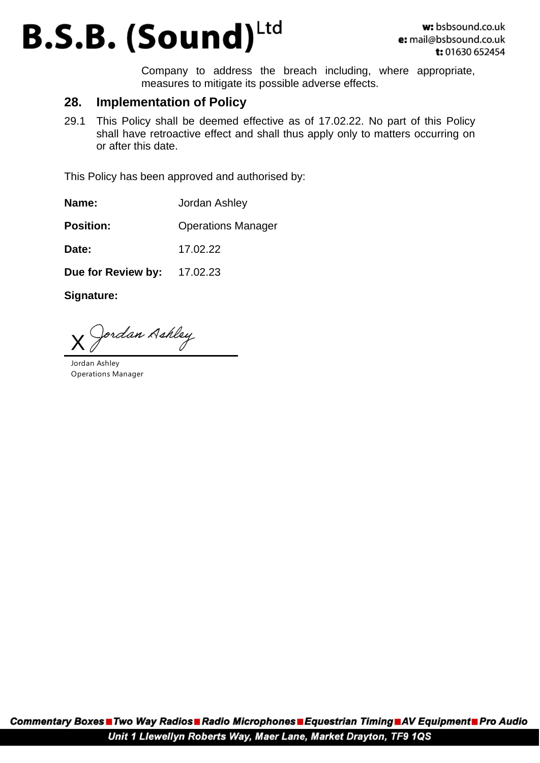Company to address the breach including, where appropriate, measures to mitigate its possible adverse effects.

## 28. Implementation of Policy

29.1 This Policy shall be deemed effective as of 17.02.22. No part of this Policy shall have retroactive effect and shall thus apply only to matters occurring on or after this date.

This Policy has been approved and authorised by:

**Name:** Jordan Ashley

**Position:** Operations Manager

**Date:** 17.02.22

**Due for Review by:** 17.02.23

**Signature:**

X Jordan Ashley

Jordan Ashley
Operations Manager